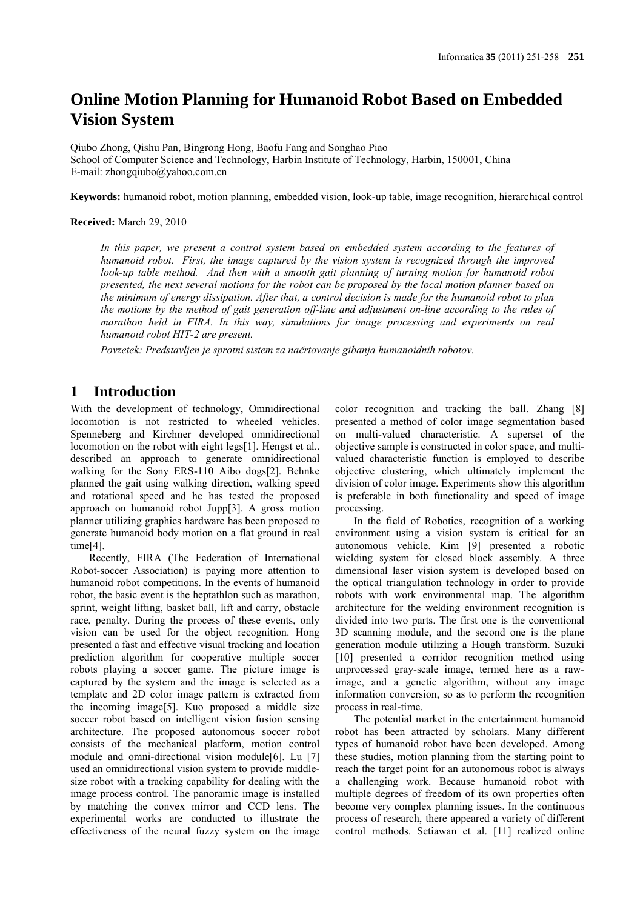# Online Motion Planning for Humanoid Robot Based on Embedded Vision System

Qiubo Zhong, Qishu Pan, Bingrong Hong, Baofu Fang and Songhao Piao
School of Computer Science and Technology, Harbin Institute of Technology, Harbin, 150001, China
E-mail: zhongqiubo@yahoo.com.cn

**Keywords:** humanoid robot, motion planning, embedded vision, look-up table, image recognition, hierarchical control

**Received:** March 29, 2010

*In this paper, we present a control system based on embedded system according to the features of humanoid robot. First, the image captured by the vision system is recognized through the improved look-up table method. And then with a smooth gait planning of turning motion for humanoid robot presented, the next several motions for the robot can be proposed by the local motion planner based on the minimum of energy dissipation. After that, a control decision is made for the humanoid robot to plan the motions by the method of gait generation off-line and adjustment on-line according to the rules of marathon held in FIRA. In this way, simulations for image processing and experiments on real humanoid robot HIT-2 are present.*

*Povzetek: Predstavljen je sprotni sistem za načrtovanje gibanja humanoidnih robotov.*

## 1 Introduction

With the development of technology, Omnidirectional locomotion is not restricted to wheeled vehicles. Spenneberg and Kirchner developed omnidirectional locomotion on the robot with eight legs[1]. Hengst et al.. described an approach to generate omnidirectional walking for the Sony ERS-110 Aibo dogs[2]. Behnke planned the gait using walking direction, walking speed and rotational speed and he has tested the proposed approach on humanoid robot Jupp[3]. A gross motion planner utilizing graphics hardware has been proposed to generate humanoid body motion on a flat ground in real time[4].

Recently, FIRA (The Federation of International Robot-soccer Association) is paying more attention to humanoid robot competitions. In the events of humanoid robot, the basic event is the heptathlon such as marathon, sprint, weight lifting, basket ball, lift and carry, obstacle race, penalty. During the process of these events, only vision can be used for the object recognition. Hong presented a fast and effective visual tracking and location prediction algorithm for cooperative multiple soccer robots playing a soccer game. The picture image is captured by the system and the image is selected as a template and 2D color image pattern is extracted from the incoming image[5]. Kuo proposed a middle size soccer robot based on intelligent vision fusion sensing architecture. The proposed autonomous soccer robot consists of the mechanical platform, motion control module and omni-directional vision module[6]. Lu [7] used an omnidirectional vision system to provide middle-size robot with a tracking capability for dealing with the image process control. The panoramic image is installed by matching the convex mirror and CCD lens. The experimental works are conducted to illustrate the effectiveness of the neural fuzzy system on the image color recognition and tracking the ball. Zhang [8] presented a method of color image segmentation based on multi-valued characteristic. A superset of the objective sample is constructed in color space, and multi-valued characteristic function is employed to describe objective clustering, which ultimately implement the division of color image. Experiments show this algorithm is preferable in both functionality and speed of image processing.

In the field of Robotics, recognition of a working environment using a vision system is critical for an autonomous vehicle. Kim [9] presented a robotic wielding system for closed block assembly. A three dimensional laser vision system is developed based on the optical triangulation technology in order to provide robots with work environmental map. The algorithm architecture for the welding environment recognition is divided into two parts. The first one is the conventional 3D scanning module, and the second one is the plane generation module utilizing a Hough transform. Suzuki [10] presented a corridor recognition method using unprocessed gray-scale image, termed here as a raw-image, and a genetic algorithm, without any image information conversion, so as to perform the recognition process in real-time.

The potential market in the entertainment humanoid robot has been attracted by scholars. Many different types of humanoid robot have been developed. Among these studies, motion planning from the starting point to reach the target point for an autonomous robot is always a challenging work. Because humanoid robot with multiple degrees of freedom of its own properties often become very complex planning issues. In the continuous process of research, there appeared a variety of different control methods. Setiawan et al. [11] realized online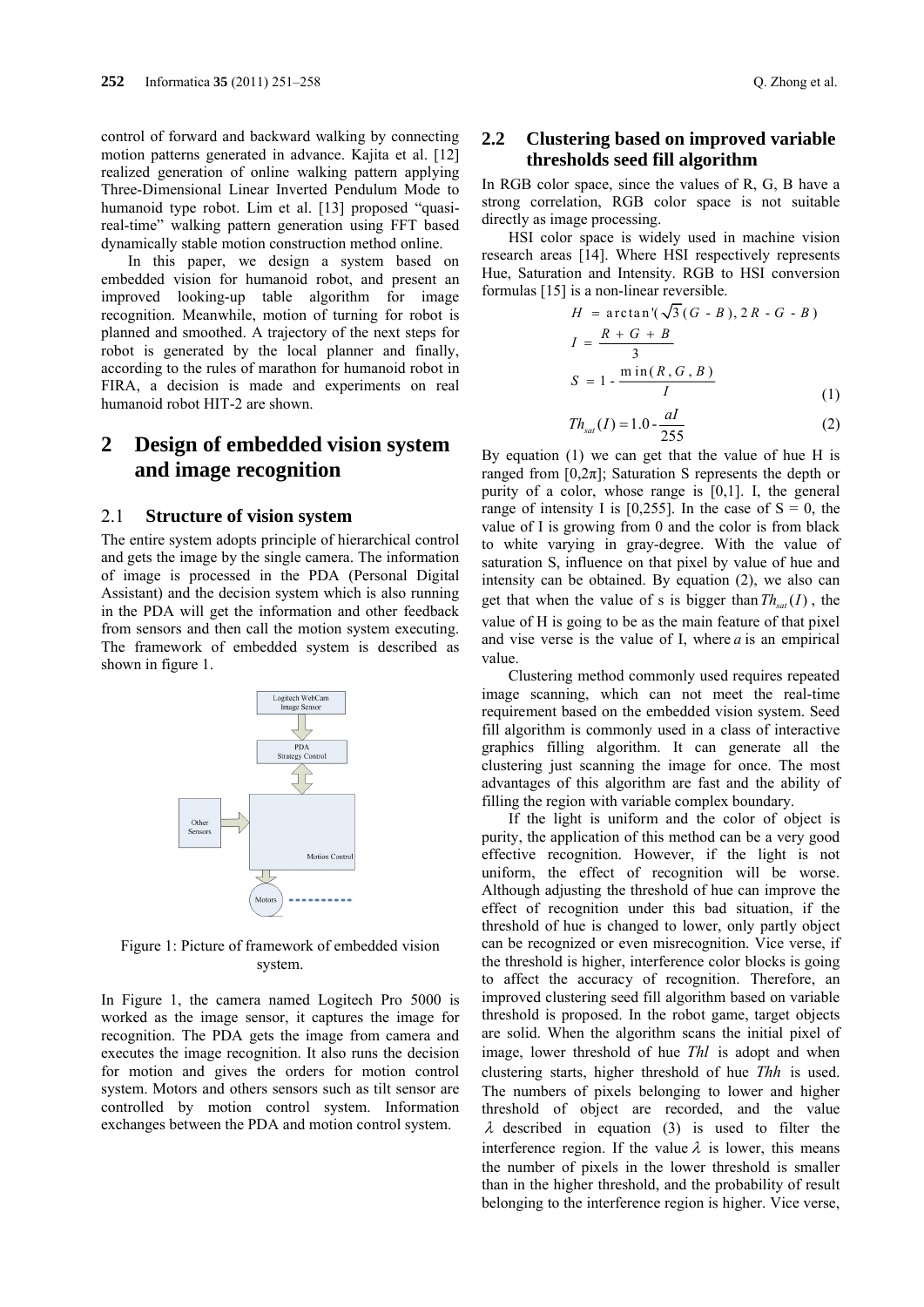control of forward and backward walking by connecting motion patterns generated in advance. Kajita et al. [12] realized generation of online walking pattern applying Three-Dimensional Linear Inverted Pendulum Mode to humanoid type robot. Lim et al. [13] proposed "quasi-real-time" walking pattern generation using FFT based dynamically stable motion construction method online.

In this paper, we design a system based on embedded vision for humanoid robot, and present an improved looking-up table algorithm for image recognition. Meanwhile, motion of turning for robot is planned and smoothed. A trajectory of the next steps for robot is generated by the local planner and finally, according to the rules of marathon for humanoid robot in FIRA, a decision is made and experiments on real humanoid robot HIT-2 are shown.

# 2 Design of embedded vision system and image recognition

## 2.1 Structure of vision system

The entire system adopts principle of hierarchical control and gets the image by the single camera. The information of image is processed in the PDA (Personal Digital Assistant) and the decision system which is also running in the PDA will get the information and other feedback from sensors and then call the motion system executing. The framework of embedded system is described as shown in figure 1.

Logitech WebCam Image Sensor

PDA Strategy Control

Other Sensors

Motion Control

Motors

Figure 1: Picture of framework of embedded vision system.

In Figure 1, the camera named Logitech Pro 5000 is worked as the image sensor, it captures the image for recognition. The PDA gets the image from camera and executes the image recognition. It also runs the decision for motion and gives the orders for motion control system. Motors and others sensors such as tilt sensor are controlled by motion control system. Information exchanges between the PDA and motion control system.

## 2.2 Clustering based on improved variable thresholds seed fill algorithm

In RGB color space, since the values of R, G, B have a strong correlation, RGB color space is not suitable directly as image processing.

HSI color space is widely used in machine vision research areas [14]. Where HSI respectively represents Hue, Saturation and Intensity. RGB to HSI conversion formulas [15] is a non-linear reversible.

$$H = \arctan'(\sqrt{3}(G - B), 2R - G - B)$$
$$I = \frac{R + G + B}{3}$$
$$S = 1 - \frac{\min(R, G, B)}{I} \tag{1}$$

$$Th_{sat}(I) = 1.0 - \frac{aI}{255} \tag{2}$$

By equation (1) we can get that the value of hue H is ranged from $[0,2\pi]$; Saturation S represents the depth or purity of a color, whose range is [0,1]. I, the general range of intensity I is [0,255]. In the case of $S = 0$, the value of I is growing from 0 and the color is from black to white varying in gray-degree. With the value of saturation S, influence on that pixel by value of hue and intensity can be obtained. By equation (2), we also can get that when the value of s is bigger than $Th_{sat}(I)$, the value of H is going to be as the main feature of that pixel and vise verse is the value of I, where $a$ is an empirical value.

Clustering method commonly used requires repeated image scanning, which can not meet the real-time requirement based on the embedded vision system. Seed fill algorithm is commonly used in a class of interactive graphics filling algorithm. It can generate all the clustering just scanning the image for once. The most advantages of this algorithm are fast and the ability of filling the region with variable complex boundary.

If the light is uniform and the color of object is purity, the application of this method can be a very good effective recognition. However, if the light is not uniform, the effect of recognition will be worse. Although adjusting the threshold of hue can improve the effect of recognition under this bad situation, if the threshold of hue is changed to lower, only partly object can be recognized or even misrecognition. Vice verse, if the threshold is higher, interference color blocks is going to affect the accuracy of recognition. Therefore, an improved clustering seed fill algorithm based on variable threshold is proposed. In the robot game, target objects are solid. When the algorithm scans the initial pixel of image, lower threshold of hue *Thl* is adopt and when clustering starts, higher threshold of hue *Thh* is used. The numbers of pixels belonging to lower and higher threshold of object are recorded, and the value $\lambda$ described in equation (3) is used to filter the interference region. If the value $\lambda$ is lower, this means the number of pixels in the lower threshold is smaller than in the higher threshold, and the probability of result belonging to the interference region is higher. Vice verse,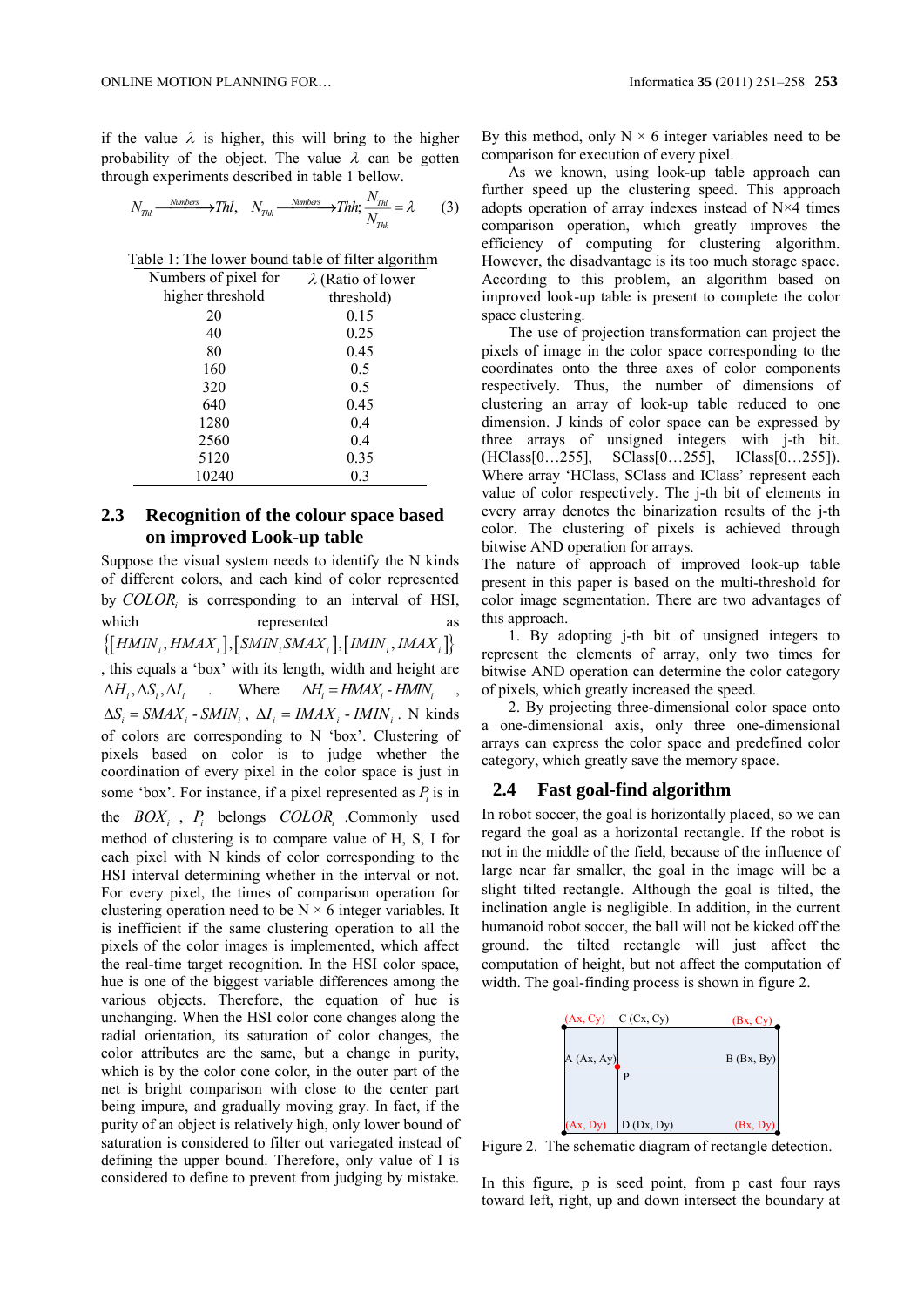if the value $\lambda$ is higher, this will bring to the higher probability of the object. The value $\lambda$ can be gotten through experiments described in table 1 bellow.

$$N_{Thl} \xrightarrow{Numbers} Thl, \quad N_{Thh} \xrightarrow{Numbers} Thh; \frac{N_{Thl}}{N_{Thh}} = \lambda \qquad (3)$$

Table 1: The lower bound table of filter algorithm

| Numbers of pixel for higher threshold | $\lambda$ (Ratio of lower threshold) |
|---|---|
| 20 | 0.15 |
| 40 | 0.25 |
| 80 | 0.45 |
| 160 | 0.5 |
| 320 | 0.5 |
| 640 | 0.45 |
| 1280 | 0.4 |
| 2560 | 0.4 |
| 5120 | 0.35 |
| 10240 | 0.3 |

## 2.3 Recognition of the colour space based on improved Look-up table

Suppose the visual system needs to identify the N kinds of different colors, and each kind of color represented by $COLOR_i$ is corresponding to an interval of HSI, which represented as $\{[HMIN_i, HMAX_i],[SMIN_i SMAX_i],[IMIN_i, IMAX_i]\}$, this equals a 'box' with its length, width and height are $\Delta H_i, \Delta S_i, \Delta I_i$. Where $\Delta H_i = HMAX_i - HMIN_i$, $\Delta S_i = SMAX_i - SMIN_i$, $\Delta I_i = IMAX_i - IMIN_i$. N kinds of colors are corresponding to N 'box'. Clustering of pixels based on color is to judge whether the coordination of every pixel in the color space is just in some 'box'. For instance, if a pixel represented as $P_i$ is in the $BOX_i$, $P_i$ belongs $COLOR_i$.Commonly used method of clustering is to compare value of H, S, I for each pixel with N kinds of color corresponding to the HSI interval determining whether in the interval or not. For every pixel, the times of comparison operation for clustering operation need to be N × 6 integer variables. It is inefficient if the same clustering operation to all the pixels of the color images is implemented, which affect the real-time target recognition. In the HSI color space, hue is one of the biggest variable differences among the various objects. Therefore, the equation of hue is unchanging. When the HSI color cone changes along the radial orientation, its saturation of color changes, the color attributes are the same, but a change in purity, which is by the color cone color, in the outer part of the net is bright comparison with close to the center part being impure, and gradually moving gray. In fact, if the purity of an object is relatively high, only lower bound of saturation is considered to filter out variegated instead of defining the upper bound. Therefore, only value of I is considered to define to prevent from judging by mistake.

By this method, only N × 6 integer variables need to be comparison for execution of every pixel.

As we known, using look-up table approach can further speed up the clustering speed. This approach adopts operation of array indexes instead of N×4 times comparison operation, which greatly improves the efficiency of computing for clustering algorithm. However, the disadvantage is its too much storage space. According to this problem, an algorithm based on improved look-up table is present to complete the color space clustering.

The use of projection transformation can project the pixels of image in the color space corresponding to the coordinates onto the three axes of color components respectively. Thus, the number of dimensions of clustering an array of look-up table reduced to one dimension. J kinds of color space can be expressed by three arrays of unsigned integers with j-th bit. (HClass[0…255], SClass[0…255], IClass[0…255]). Where array 'HClass, SClass and IClass' represent each value of color respectively. The j-th bit of elements in every array denotes the binarization results of the j-th color. The clustering of pixels is achieved through bitwise AND operation for arrays.

The nature of approach of improved look-up table present in this paper is based on the multi-threshold for color image segmentation. There are two advantages of this approach.

1. By adopting j-th bit of unsigned integers to represent the elements of array, only two times for bitwise AND operation can determine the color category of pixels, which greatly increased the speed.
2. By projecting three-dimensional color space onto a one-dimensional axis, only three one-dimensional arrays can express the color space and predefined color category, which greatly save the memory space.

## 2.4 Fast goal-find algorithm

In robot soccer, the goal is horizontally placed, so we can regard the goal as a horizontal rectangle. If the robot is not in the middle of the field, because of the influence of large near far smaller, the goal in the image will be a slight tilted rectangle. Although the goal is tilted, the inclination angle is negligible. In addition, in the current humanoid robot soccer, the ball will not be kicked off the ground. the tilted rectangle will just affect the computation of height, but not affect the computation of width. The goal-finding process is shown in figure 2.

(Ax, Cy) C (Cx, Cy) (Bx, Cy)
A (Ax, Ay) B (Bx, By)
P
(Ax, Dy) D (Dx, Dy) (Bx, Dy)

Figure 2. The schematic diagram of rectangle detection.

In this figure, p is seed point, from p cast four rays toward left, right, up and down intersect the boundary at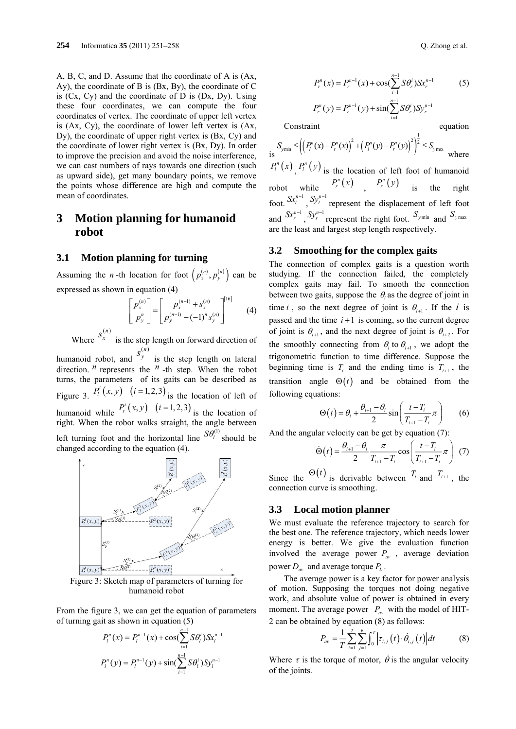A, B, C, and D. Assume that the coordinate of A is (Ax, Ay), the coordinate of B is (Bx, By), the coordinate of C is (Cx, Cy) and the coordinate of D is (Dx, Dy). Using these four coordinates, we can compute the four coordinates of vertex. The coordinate of upper left vertex is (Ax, Cy), the coordinate of lower left vertex is (Ax, Dy), the coordinate of upper right vertex is (Bx, Cy) and the coordinate of lower right vertex is (Bx, Dy). In order to improve the precision and avoid the noise interference, we can cast numbers of rays towards one direction (such as upward side), get many boundary points, we remove the points whose difference are high and compute the mean of coordinates.

# 3 Motion planning for humanoid robot

## 3.1 Motion planning for turning

Assuming the $n$-th location for foot $\left(p_x^{(n)}, p_y^{(n)}\right)$ can be expressed as shown in equation (4)

$$\begin{bmatrix} p_x^{(n)} \\ p_y^{n} \end{bmatrix} = \begin{bmatrix} p_x^{(n-1)} + s_x^{(n)} \\ p_y^{(n-1)} - (-1)^n s_y^{(n)} \end{bmatrix}^{[16]} \quad (4)$$

Where $s_x^{(n)}$ is the step length on forward direction of humanoid robot, and $s_y^{(n)}$ is the step length on lateral direction. $n$ represents the $n$-th step. When the robot turns, the parameters of its gaits can be described as Figure 3. $P_l^i(x, y) \quad (i = 1,2,3)$ is the location of left of humanoid while $P_r^i(x, y) \quad (i = 1,2,3)$ is the location of right. When the robot walks straight, the angle between left turning foot and the horizontal line $S\theta_l^{(1)}$ should be changed according to the equation (4).

Figure 3: Sketch map of parameters of turning for humanoid robot

From the figure 3, we can get the equation of parameters of turning gait as shown in equation (5)

$$P_l^n(x) = P_l^{n-1}(x) + \cos\left(\sum_{i=1}^{n-1} S\theta_l^i\right) Sx_l^{n-1}$$

$$P_l^n(y) = P_l^{n-1}(y) + \sin\left(\sum_{i=1}^{n-1} S\theta_l^i\right) Sy_l^{n-1}$$

$$P_r^n(x) = P_r^{n-1}(x) + \cos\left(\sum_{i=1}^{n-1} S\theta_r^i\right) Sx_r^{n-1} \quad (5)$$

$$P_r^n(y) = P_r^{n-1}(y) + \sin\left(\sum_{i=1}^{n-1} S\theta_r^i\right) Sy_r^{n-1}$$

Constraint equation is $S_{y\min} \le \left(\left(P_l^n(x) - P_r^n(x)\right)^2 + \left(P_l^n(y) - P_r^n(y)\right)^2\right)^{\frac{1}{2}} \le S_{y\max}$ where $P_l^n(x)$, $P_l^n(y)$ is the location of left foot of humanoid robot while $P_r^n(x)$, $P_r^n(y)$ is the right foot. $Sx_l^{n-1}$, $Sy_l^{n-1}$ represent the displacement of left foot and $Sx_r^{n-1}$, $Sy_r^{n-1}$ represent the right foot. $S_{y\min}$ and $S_{y\max}$ are the least and largest step length respectively.

## 3.2 Smoothing for the complex gaits

The connection of complex gaits is a question worth studying. If the connection failed, the completely complex gaits may fail. To smooth the connection between two gaits, suppose the $\theta_i$ as the degree of joint in time $i$, so the next degree of joint is $\theta_{i+1}$. If the $i$ is passed and the time $i+1$ is coming, so the current degree of joint is $\theta_{i+1}$, and the next degree of joint is $\theta_{i+2}$. For the smoothly connecting from $\theta_i$ to $\theta_{i+1}$, we adopt the trigonometric function to time difference. Suppose the beginning time is $T_i$ and the ending time is $T_{i+1}$, the transition angle $\Theta(t)$ and be obtained from the following equations:

$$\Theta(t) = \theta_i + \frac{\theta_{i+1} - \theta_i}{2} \sin\left(\frac{t - T_i}{T_{i+1} - T_i}\pi\right) \quad (6)$$

And the angular velocity can be get by equation (7):

$$\dot{\Theta}(t) = \frac{\theta_{i+1} - \theta_i}{2} \frac{\pi}{T_{i+1} - T_i} \cos\left(\frac{t - T_i}{T_{i+1} - T_i}\pi\right) \quad (7)$$

Since the $\Theta(t)$ is derivable between $T_i$ and $T_{i+1}$, the connection curve is smoothing.

## 3.3 Local motion planner

We must evaluate the reference trajectory to search for the best one. The reference trajectory, which needs lower energy is better. We give the evaluation function involved the average power $P_{av}$, average deviation power $D_{av}$ and average torque $P_L$.

The average power is a key factor for power analysis of motion. Supposing the torques not doing negative work, and absolute value of power is obtained in every moment. The average power $P_{av}$ with the model of HIT-2 can be obtained by equation (8) as follows:

$$P_{av} = \frac{1}{T} \sum_{i=1}^{2} \sum_{j=1}^{6} \int_0^T \left|\tau_{i,j}(t) \cdot \dot{\theta}_{i,j}(t)\right| dt \quad (8)$$

Where $\tau$ is the torque of motor, $\dot{\theta}$ is the angular velocity of the joints.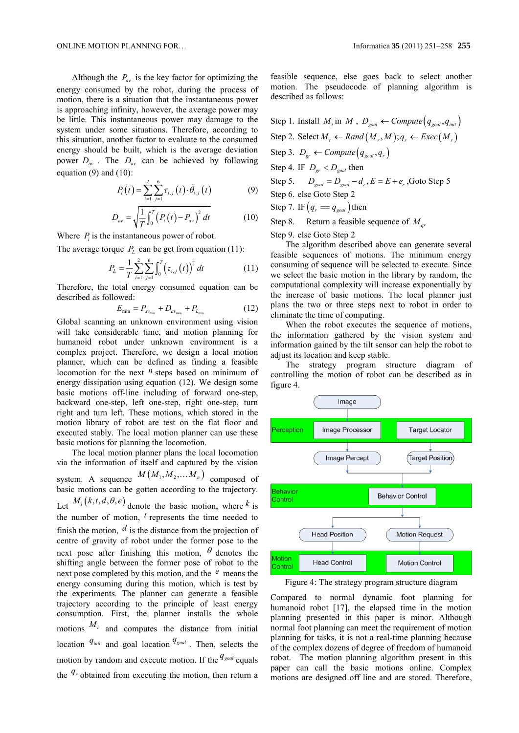Although the $P_{av}$ is the key factor for optimizing the energy consumed by the robot, during the process of motion, there is a situation that the instantaneous power is approaching infinity, however, the average power may be little. This instantaneous power may damage to the system under some situations. Therefore, according to this situation, another factor to evaluate to the consumed energy should be built, which is the average deviation power $D_{av}$. The $D_{av}$ can be achieved by following equation (9) and (10):

$$P_i(t) = \sum_{i=1}^{2}\sum_{j=1}^{6} \tau_{i,j}(t)\cdot\dot{\theta}_{i,j}(t) \tag{9}$$

$$D_{av} = \sqrt{\frac{1}{T}\int_0^T \left(P_i(t) - P_{av}\right)^2 dt} \tag{10}$$

Where $P_i$ is the instantaneous power of robot.

The average torque $P_L$ can be get from equation (11):

$$P_L = \frac{1}{T}\sum_{i=1}^{2}\sum_{j=1}^{6}\int_0^T \left(\tau_{i,j}(t)\right)^2 dt \tag{11}$$

Therefore, the total energy consumed equation can be described as followed:

$$E_{\min} = P_{av_{\min}} + D_{av_{\min}} + P_{L_{\min}} \tag{12}$$

Global scanning an unknown environment using vision will take considerable time, and motion planning for humanoid robot under unknown environment is a complex project. Therefore, we design a local motion planner, which can be defined as finding a feasible locomotion for the next $n$ steps based on minimum of energy dissipation using equation (12). We design some basic motions off-line including of forward one-step, backward one-step, left one-step, right one-step, turn right and turn left. These motions, which stored in the motion library of robot are test on the flat floor and executed stably. The local motion planner can use these basic motions for planning the locomotion.

The local motion planner plans the local locomotion via the information of itself and captured by the vision system. A sequence $M(M_1, M_2, \ldots M_n)$ composed of basic motions can be gotten according to the trajectory. Let $M_i(k,t,d,\theta,e)$ denote the basic motion, where $k$ is the number of motion, $t$ represents the time needed to finish the motion, $d$ is the distance from the projection of centre of gravity of robot under the former pose to the next pose after finishing this motion, $\theta$ denotes the shifting angle between the former pose of robot to the next pose completed by this motion, and the $e$ means the energy consuming during this motion, which is test by the experiments. The planner can generate a feasible trajectory according to the principle of least energy consumption. First, the planner installs the whole motions $M_i$ and computes the distance from initial location $q_{init}$ and goal location $q_{goal}$. Then, selects the motion by random and execute motion. If the $q_{goal}$ equals the $q_r$ obtained from executing the motion, then return a feasible sequence, else goes back to select another motion. The pseudocode of planning algorithm is described as follows:

Step 1. Install $M_i$ in $M$, $D_{goal} \leftarrow Compute(q_{goal}, q_{init})$

Step 2. Select $M_r \leftarrow Rand(M_r, M); q_r \leftarrow Exec(M_r)$

Step 3. $D_{gr} \leftarrow Compute(q_{goal}, q_r)$

Step 4. IF $D_{gr} < D_{goal}$ then

Step 5. $D_{goal} = D_{goal} - d_r, E = E + e_r$ ,Goto Step 5

Step 6. else Goto Step 2

Step 7. IF $(q_r == q_{goal})$ then

Step 8. Return a feasible sequence of $M_{qr}$

Step 9. else Goto Step 2

The algorithm described above can generate several feasible sequences of motions. The minimum energy consuming of sequence will be selected to execute. Since we select the basic motion in the library by random, the computational complexity will increase exponentially by the increase of basic motions. The local planner just plans the two or three steps next to robot in order to eliminate the time of computing.

When the robot executes the sequence of motions, the information gathered by the vision system and information gained by the tilt sensor can help the robot to adjust its location and keep stable.

The strategy program structure diagram of controlling the motion of robot can be described as in figure 4.

Figure 4: The strategy program structure diagram

Compared to normal dynamic foot planning for humanoid robot [17], the elapsed time in the motion planning presented in this paper is minor. Although normal foot planning can meet the requirement of motion planning for tasks, it is not a real-time planning because of the complex dozens of degree of freedom of humanoid robot. The motion planning algorithm present in this paper can call the basic motions online. Complex motions are designed off line and are stored. Therefore,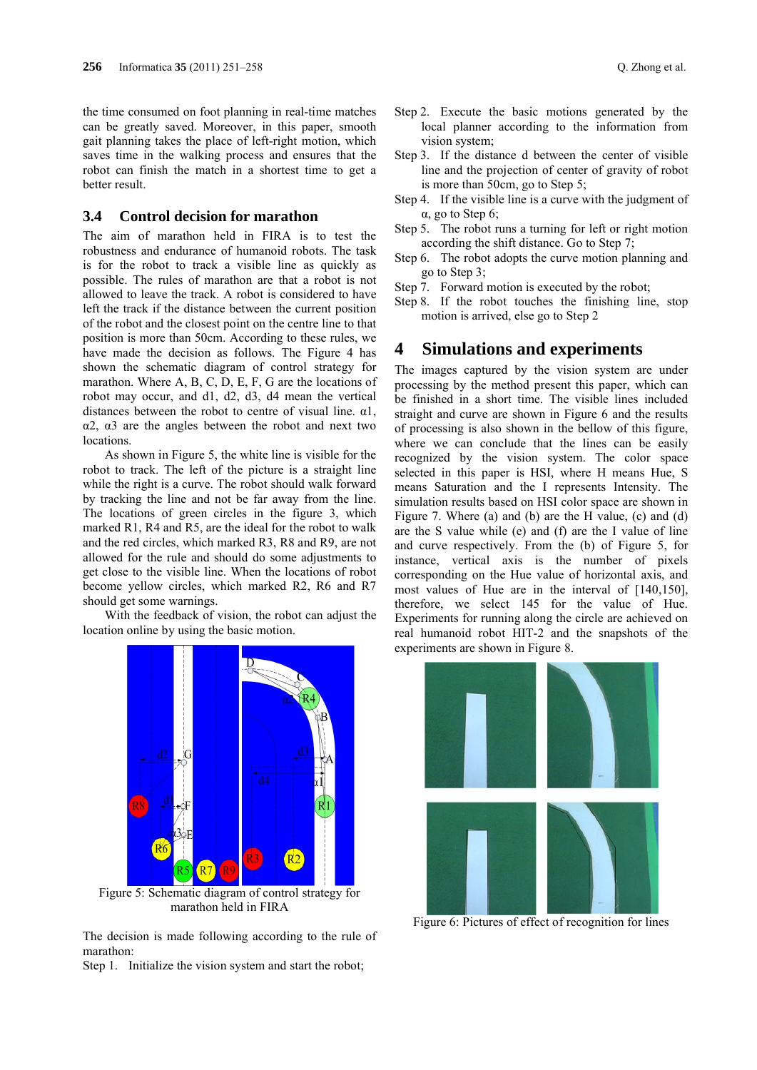the time consumed on foot planning in real-time matches can be greatly saved. Moreover, in this paper, smooth gait planning takes the place of left-right motion, which saves time in the walking process and ensures that the robot can finish the match in a shortest time to get a better result.

## 3.4 Control decision for marathon

The aim of marathon held in FIRA is to test the robustness and endurance of humanoid robots. The task is for the robot to track a visible line as quickly as possible. The rules of marathon are that a robot is not allowed to leave the track. A robot is considered to have left the track if the distance between the current position of the robot and the closest point on the centre line to that position is more than 50cm. According to these rules, we have made the decision as follows. The Figure 4 has shown the schematic diagram of control strategy for marathon. Where A, B, C, D, E, F, G are the locations of robot may occur, and d1, d2, d3, d4 mean the vertical distances between the robot to centre of visual line. α1, α2, α3 are the angles between the robot and next two locations.

As shown in Figure 5, the white line is visible for the robot to track. The left of the picture is a straight line while the right is a curve. The robot should walk forward by tracking the line and not be far away from the line. The locations of green circles in the figure 3, which marked R1, R4 and R5, are the ideal for the robot to walk and the red circles, which marked R3, R8 and R9, are not allowed for the rule and should do some adjustments to get close to the visible line. When the locations of robot become yellow circles, which marked R2, R6 and R7 should get some warnings.

With the feedback of vision, the robot can adjust the location online by using the basic motion.

Figure 5: Schematic diagram of control strategy for marathon held in FIRA

The decision is made following according to the rule of marathon:

Step 1. Initialize the vision system and start the robot;

Step 2. Execute the basic motions generated by the local planner according to the information from vision system;

Step 3. If the distance d between the center of visible line and the projection of center of gravity of robot is more than 50cm, go to Step 5;

Step 4. If the visible line is a curve with the judgment of α, go to Step 6;

Step 5. The robot runs a turning for left or right motion according the shift distance. Go to Step 7;

Step 6. The robot adopts the curve motion planning and go to Step 3;

Step 7. Forward motion is executed by the robot;

Step 8. If the robot touches the finishing line, stop motion is arrived, else go to Step 2

# 4 Simulations and experiments

The images captured by the vision system are under processing by the method present this paper, which can be finished in a short time. The visible lines included straight and curve are shown in Figure 6 and the results of processing is also shown in the bellow of this figure, where we can conclude that the lines can be easily recognized by the vision system. The color space selected in this paper is HSI, where H means Hue, S means Saturation and the I represents Intensity. The simulation results based on HSI color space are shown in Figure 7. Where (a) and (b) are the H value, (c) and (d) are the S value while (e) and (f) are the I value of line and curve respectively. From the (b) of Figure 5, for instance, vertical axis is the number of pixels corresponding on the Hue value of horizontal axis, and most values of Hue are in the interval of [140,150], therefore, we select 145 for the value of Hue. Experiments for running along the circle are achieved on real humanoid robot HIT-2 and the snapshots of the experiments are shown in Figure 8.

Figure 6: Pictures of effect of recognition for lines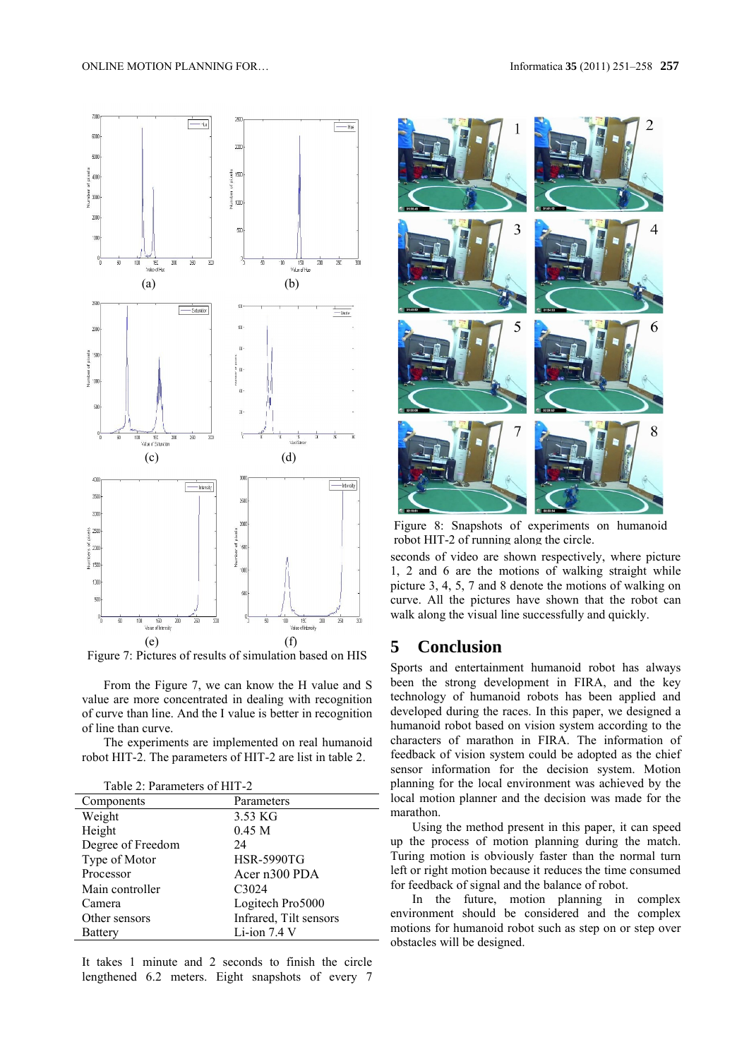(a) (b)

(c) (d)

(e) (f)

Figure 7: Pictures of results of simulation based on HIS

From the Figure 7, we can know the H value and S value are more concentrated in dealing with recognition of curve than line. And the I value is better in recognition of line than curve.

The experiments are implemented on real humanoid robot HIT-2. The parameters of HIT-2 are list in table 2.

Table 2: Parameters of HIT-2

| Components | Parameters |
|---|---|
| Weight | 3.53 KG |
| Height | 0.45 M |
| Degree of Freedom | 24 |
| Type of Motor | HSR-5990TG |
| Processor | Acer n300 PDA |
| Main controller | C3024 |
| Camera | Logitech Pro5000 |
| Other sensors | Infrared, Tilt sensors |
| Battery | Li-ion 7.4 V |

It takes 1 minute and 2 seconds to finish the circle lengthened 6.2 meters. Eight snapshots of every 7 seconds of video are shown respectively, where picture 1, 2 and 6 are the motions of walking straight while picture 3, 4, 5, 7 and 8 denote the motions of walking on curve. All the pictures have shown that the robot can walk along the visual line successfully and quickly.

Figure 8: Snapshots of experiments on humanoid robot HIT-2 of running along the circle.

## 5 Conclusion

Sports and entertainment humanoid robot has always been the strong development in FIRA, and the key technology of humanoid robots has been applied and developed during the races. In this paper, we designed a humanoid robot based on vision system according to the characters of marathon in FIRA. The information of feedback of vision system could be adopted as the chief sensor information for the decision system. Motion planning for the local environment was achieved by the local motion planner and the decision was made for the marathon.

Using the method present in this paper, it can speed up the process of motion planning during the match. Turing motion is obviously faster than the normal turn left or right motion because it reduces the time consumed for feedback of signal and the balance of robot.

In the future, motion planning in complex environment should be considered and the complex motions for humanoid robot such as step on or step over obstacles will be designed.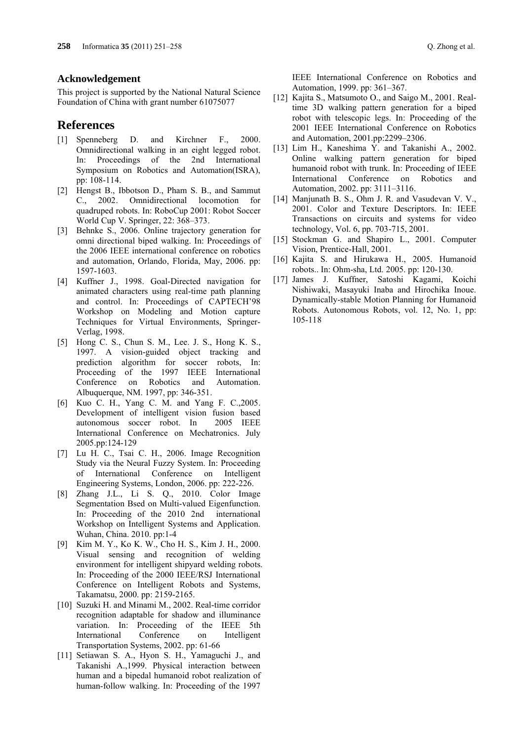## Acknowledgement

This project is supported by the National Natural Science Foundation of China with grant number 61075077

## References

[1] Spenneberg D. and Kirchner F., 2000. Omnidirectional walking in an eight legged robot. In: Proceedings of the 2nd International Symposium on Robotics and Automation(ISRA), pp: 108-114.

[2] Hengst B., Ibbotson D., Pham S. B., and Sammut C., 2002. Omnidirectional locomotion for quadruped robots. In: RoboCup 2001: Robot Soccer World Cup V. Springer, 22: 368–373.

[3] Behnke S., 2006. Online trajectory generation for omni directional biped walking. In: Proceedings of the 2006 IEEE international conference on robotics and automation, Orlando, Florida, May, 2006. pp: 1597-1603.

[4] Kuffner J., 1998. Goal-Directed navigation for animated characters using real-time path planning and control. In: Proceedings of CAPTECH'98 Workshop on Modeling and Motion capture Techniques for Virtual Environments, Springer-Verlag, 1998.

[5] Hong C. S., Chun S. M., Lee. J. S., Hong K. S., 1997. A vision-guided object tracking and prediction algorithm for soccer robots, In: Proceeding of the 1997 IEEE International Conference on Robotics and Automation. Albuquerque, NM. 1997, pp: 346-351.

[6] Kuo C. H., Yang C. M. and Yang F. C.,2005. Development of intelligent vision fusion based autonomous soccer robot. In 2005 IEEE International Conference on Mechatronics. July 2005.pp:124-129

[7] Lu H. C., Tsai C. H., 2006. Image Recognition Study via the Neural Fuzzy System. In: Proceeding of International Conference on Intelligent Engineering Systems, London, 2006. pp: 222-226.

[8] Zhang J.L., Li S. Q., 2010. Color Image Segmentation Bsed on Multi-valued Eigenfunction. In: Proceeding of the 2010 2nd international Workshop on Intelligent Systems and Application. Wuhan, China. 2010. pp:1-4

[9] Kim M. Y., Ko K. W., Cho H. S., Kim J. H., 2000. Visual sensing and recognition of welding environment for intelligent shipyard welding robots. In: Proceeding of the 2000 IEEE/RSJ International Conference on Intelligent Robots and Systems, Takamatsu, 2000. pp: 2159-2165.

[10] Suzuki H. and Minami M., 2002. Real-time corridor recognition adaptable for shadow and illuminance variation. In: Proceeding of the IEEE 5th International Conference on Intelligent Transportation Systems, 2002. pp: 61-66

[11] Setiawan S. A., Hyon S. H., Yamaguchi J., and Takanishi A.,1999. Physical interaction between human and a bipedal humanoid robot realization of human-follow walking. In: Proceeding of the 1997 IEEE International Conference on Robotics and Automation, 1999. pp: 361–367.

[12] Kajita S., Matsumoto O., and Saigo M., 2001. Real-time 3D walking pattern generation for a biped robot with telescopic legs. In: Proceeding of the 2001 IEEE International Conference on Robotics and Automation, 2001.pp:2299–2306.

[13] Lim H., Kaneshima Y. and Takanishi A., 2002. Online walking pattern generation for biped humanoid robot with trunk. In: Proceeding of IEEE International Conference on Robotics and Automation, 2002. pp: 3111–3116.

[14] Manjunath B. S., Ohm J. R. and Vasudevan V. V., 2001. Color and Texture Descriptors. In: IEEE Transactions on circuits and systems for video technology, Vol. 6, pp. 703-715, 2001.

[15] Stockman G. and Shapiro L., 2001. Computer Vision, Prentice-Hall, 2001.

[16] Kajita S. and Hirukawa H., 2005. Humanoid robots.. In: Ohm-sha, Ltd. 2005. pp: 120-130.

[17] James J. Kuffner, Satoshi Kagami, Koichi Nishiwaki, Masayuki Inaba and Hirochika Inoue. Dynamically-stable Motion Planning for Humanoid Robots. Autonomous Robots, vol. 12, No. 1, pp: 105-118